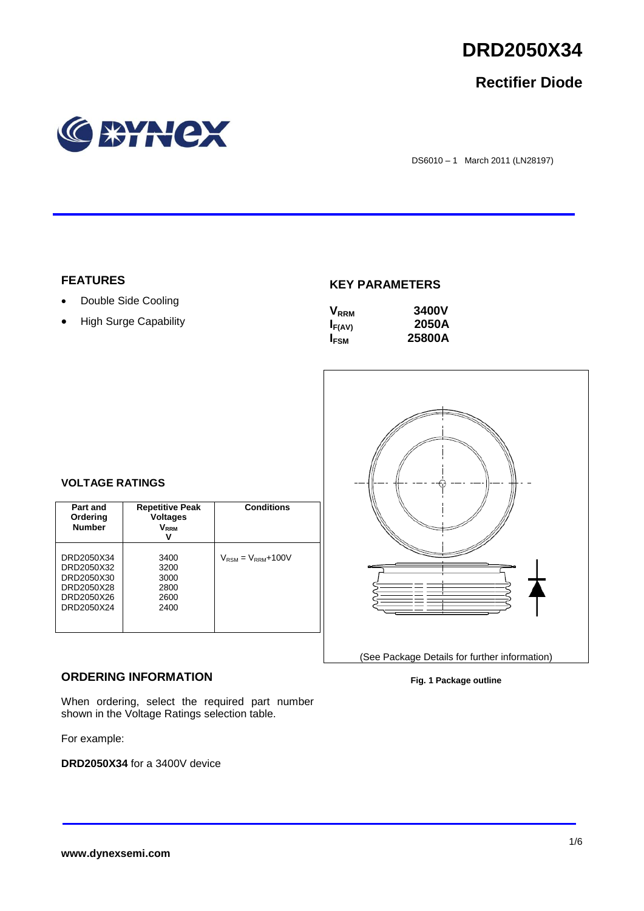# DRD2050X34

## Rectifier Diode

DS6010 – 1 March 2011 (LN28197)

## FEATURES

- Double Side Cooling
- High Surge Capability

## KEY PARAMETERS

| | |
|---|---|
| $V_{RRM}$ | 3400V |
| $I_{F(AV)}$ | 2050A |
| $I_{FSM}$ | 25800A |

## VOLTAGE RATINGS

| Part and Ordering Number | Repetitive Peak Voltages $V_{RRM}$ V | Conditions |
|---|---|---|
| DRD2050X34<br>DRD2050X32<br>DRD2050X30<br>DRD2050X28<br>DRD2050X26<br>DRD2050X24 | 3400<br>3200<br>3000<br>2800<br>2600<br>2400 | $V_{RSM} = V_{RRM}$+100V |

(See Package Details for further information)

**Fig. 1 Package outline**

## ORDERING INFORMATION

When ordering, select the required part number shown in the Voltage Ratings selection table.

For example:

**DRD2050X34** for a 3400V device

**www.dynexsemi.com**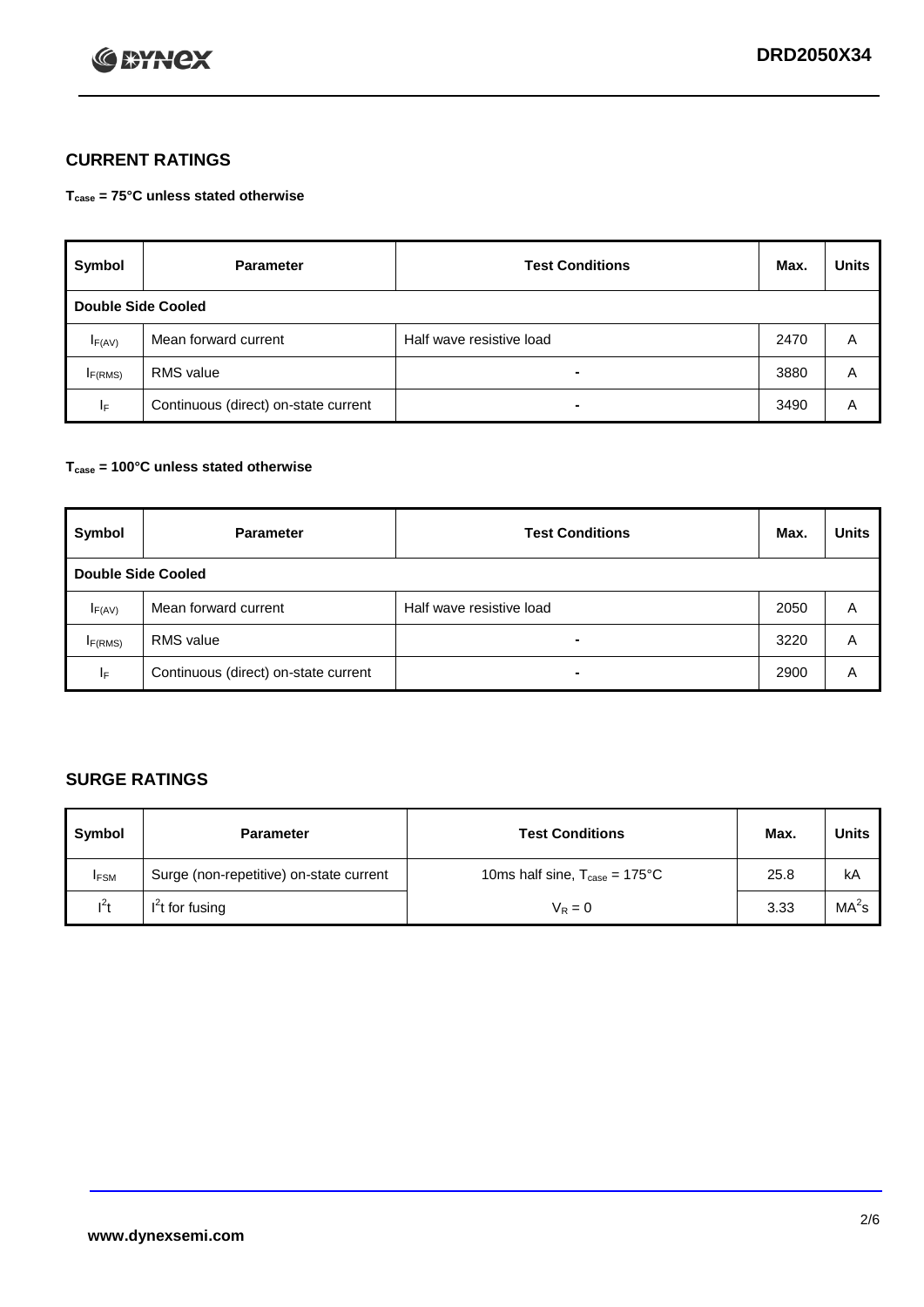## CURRENT RATINGS

**$T_{case}$ = 75°C unless stated otherwise**

| Symbol | Parameter | Test Conditions | Max. | Units |
|---|---|---|---|---|
| **Double Side Cooled** | | | | |
| $I_{F(AV)}$ | Mean forward current | Half wave resistive load | 2470 | A |
| $I_{F(RMS)}$ | RMS value | - | 3880 | A |
| $I_F$ | Continuous (direct) on-state current | - | 3490 | A |

**$T_{case}$ = 100°C unless stated otherwise**

| Symbol | Parameter | Test Conditions | Max. | Units |
|---|---|---|---|---|
| **Double Side Cooled** | | | | |
| $I_{F(AV)}$ | Mean forward current | Half wave resistive load | 2050 | A |
| $I_{F(RMS)}$ | RMS value | - | 3220 | A |
| $I_F$ | Continuous (direct) on-state current | - | 2900 | A |

## SURGE RATINGS

| Symbol | Parameter | Test Conditions | Max. | Units |
|---|---|---|---|---|
| $I_{FSM}$ | Surge (non-repetitive) on-state current | 10ms half sine, $T_{case}$ = 175°C | 25.8 | kA |
| $I^2t$ | $I^2t$ for fusing | $V_R = 0$ | 3.33 | $MA^2s$ |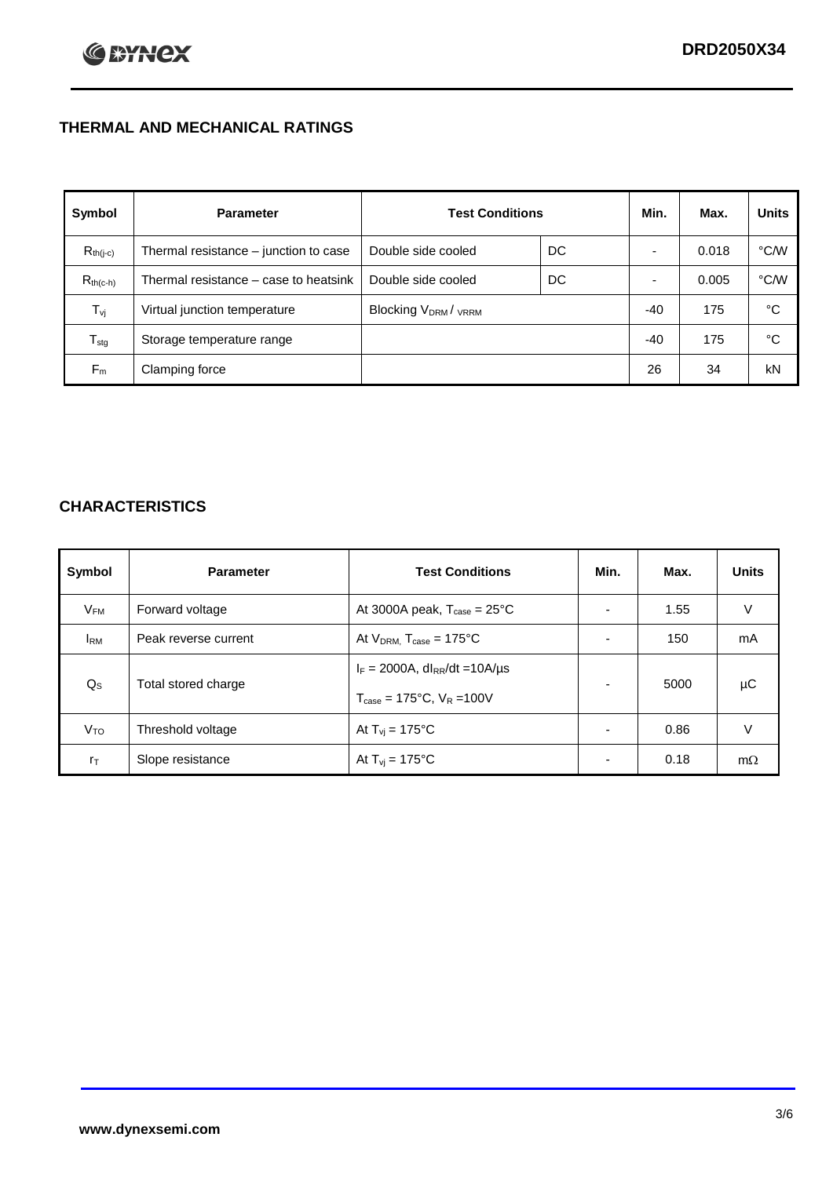## THERMAL AND MECHANICAL RATINGS

| Symbol | Parameter | Test Conditions | | Min. | Max. | Units |
|---|---|---|---|---|---|---|
| $R_{th(j-c)}$ | Thermal resistance – junction to case | Double side cooled | DC | - | 0.018 | °C/W |
| $R_{th(c-h)}$ | Thermal resistance – case to heatsink | Double side cooled | DC | - | 0.005 | °C/W |
| $T_{vj}$ | Virtual junction temperature | Blocking $V_{DRM}$ / $V_{RRM}$ | | -40 | 175 | °C |
| $T_{stg}$ | Storage temperature range | | | -40 | 175 | °C |
| $F_m$ | Clamping force | | | 26 | 34 | kN |

## CHARACTERISTICS

| Symbol | Parameter | Test Conditions | Min. | Max. | Units |
|---|---|---|---|---|---|
| $V_{FM}$ | Forward voltage | At 3000A peak, $T_{case}$ = 25°C | - | 1.55 | V |
| $I_{RM}$ | Peak reverse current | At $V_{DRM}$, $T_{case}$ = 175°C | - | 150 | mA |
| $Q_S$ | Total stored charge | $I_F$ = 2000A, $dI_{RR}/dt$ =10A/µs<br>$T_{case}$ = 175°C, $V_R$ =100V | - | 5000 | µC |
| $V_{TO}$ | Threshold voltage | At $T_{vj}$ = 175°C | - | 0.86 | V |
| $r_T$ | Slope resistance | At $T_{vj}$ = 175°C | - | 0.18 | mΩ |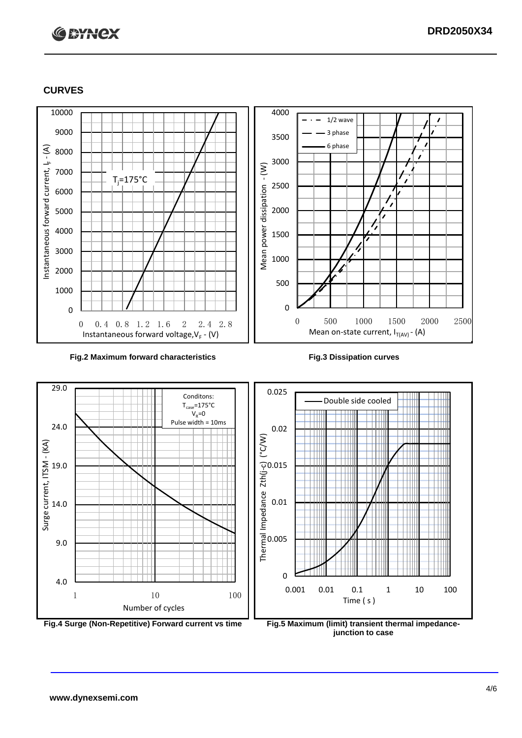## CURVES

Fig.2 Maximum forward characteristics

Fig.3 Dissipation curves

Fig.4 Surge (Non-Repetitive) Forward current vs time

Fig.5 Maximum (limit) transient thermal impedance-junction to case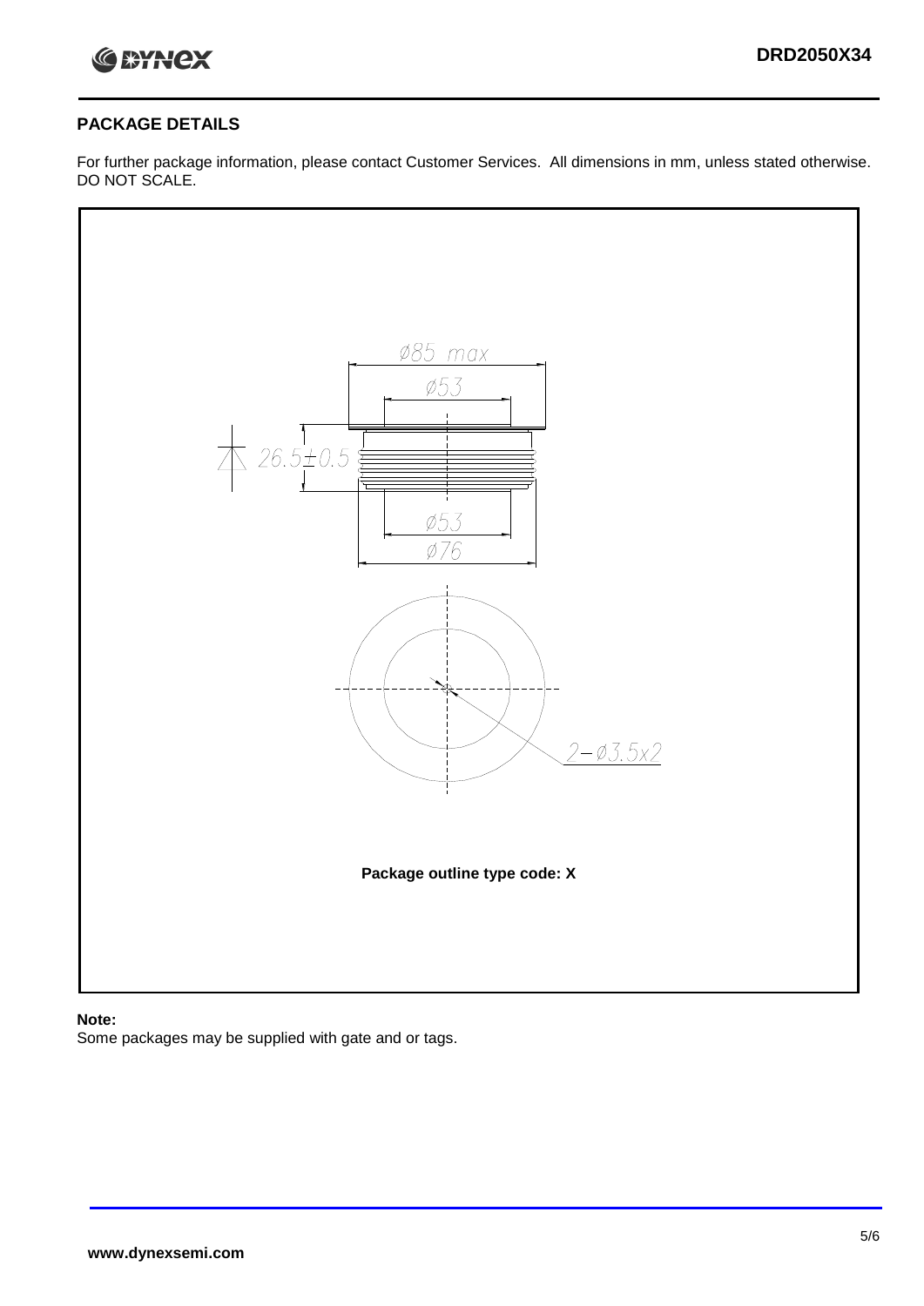## PACKAGE DETAILS

For further package information, please contact Customer Services. All dimensions in mm, unless stated otherwise. DO NOT SCALE.

Ø85 max

Ø53

26.5±0.5

Ø53

Ø76

2−Ø3.5x2

**Package outline type code: X**

**Note:**

Some packages may be supplied with gate and or tags.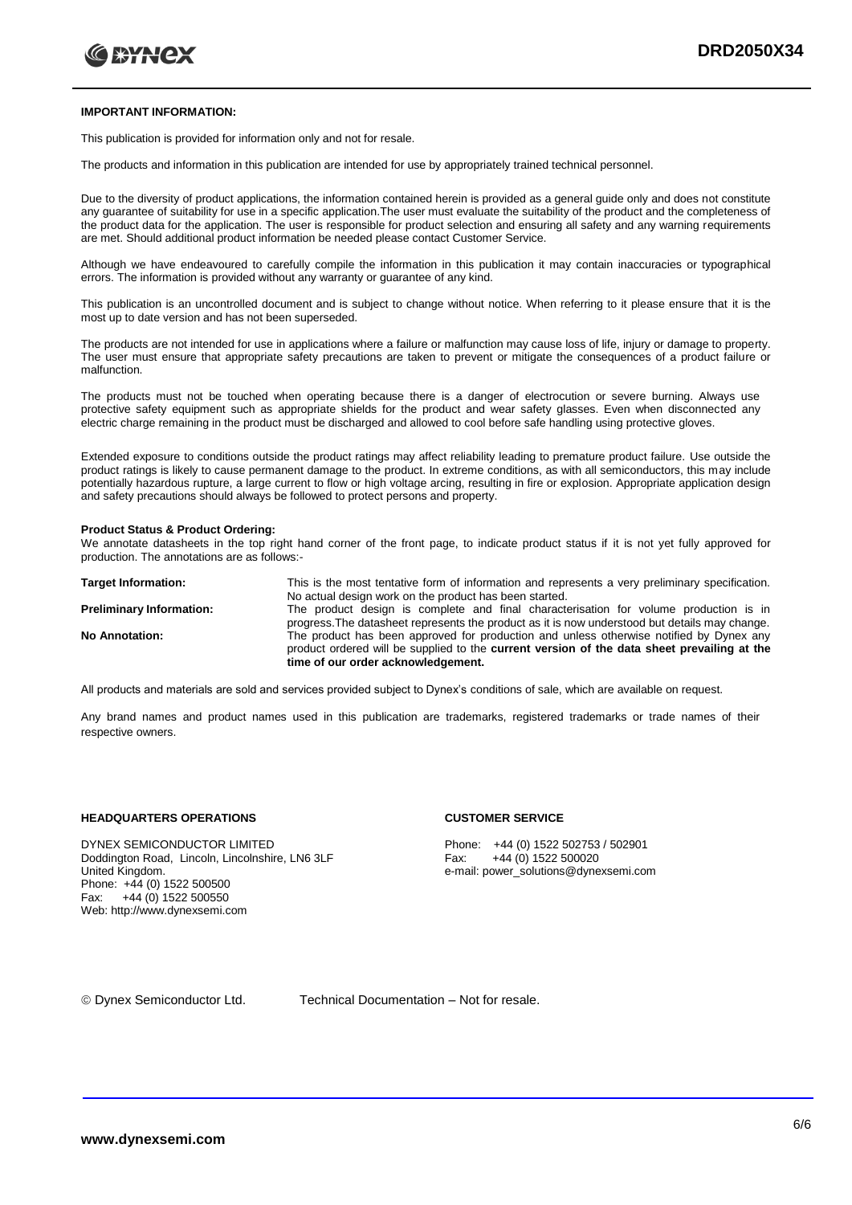**IMPORTANT INFORMATION:**

This publication is provided for information only and not for resale.

The products and information in this publication are intended for use by appropriately trained technical personnel.

Due to the diversity of product applications, the information contained herein is provided as a general guide only and does not constitute any guarantee of suitability for use in a specific application.The user must evaluate the suitability of the product and the completeness of the product data for the application. The user is responsible for product selection and ensuring all safety and any warning requirements are met. Should additional product information be needed please contact Customer Service.

Although we have endeavoured to carefully compile the information in this publication it may contain inaccuracies or typographical errors. The information is provided without any warranty or guarantee of any kind.

This publication is an uncontrolled document and is subject to change without notice. When referring to it please ensure that it is the most up to date version and has not been superseded.

The products are not intended for use in applications where a failure or malfunction may cause loss of life, injury or damage to property. The user must ensure that appropriate safety precautions are taken to prevent or mitigate the consequences of a product failure or malfunction.

The products must not be touched when operating because there is a danger of electrocution or severe burning. Always use protective safety equipment such as appropriate shields for the product and wear safety glasses. Even when disconnected any electric charge remaining in the product must be discharged and allowed to cool before safe handling using protective gloves.

Extended exposure to conditions outside the product ratings may affect reliability leading to premature product failure. Use outside the product ratings is likely to cause permanent damage to the product. In extreme conditions, as with all semiconductors, this may include potentially hazardous rupture, a large current to flow or high voltage arcing, resulting in fire or explosion. Appropriate application design and safety precautions should always be followed to protect persons and property.

**Product Status & Product Ordering:**

We annotate datasheets in the top right hand corner of the front page, to indicate product status if it is not yet fully approved for production. The annotations are as follows:-

| | |
|---|---|
| **Target Information:** | This is the most tentative form of information and represents a very preliminary specification. No actual design work on the product has been started. |
| **Preliminary Information:** | The product design is complete and final characterisation for volume production is in progress.The datasheet represents the product as it is now understood but details may change. |
| **No Annotation:** | The product has been approved for production and unless otherwise notified by Dynex any product ordered will be supplied to the **current version of the data sheet prevailing at the time of our order acknowledgement.** |

All products and materials are sold and services provided subject to Dynex's conditions of sale, which are available on request.

Any brand names and product names used in this publication are trademarks, registered trademarks or trade names of their respective owners.

**HEADQUARTERS OPERATIONS**

DYNEX SEMICONDUCTOR LIMITED
Doddington Road, Lincoln, Lincolnshire, LN6 3LF
United Kingdom.
Phone: +44 (0) 1522 500500
Fax: +44 (0) 1522 500550
Web: http://www.dynexsemi.com

**CUSTOMER SERVICE**

Phone: +44 (0) 1522 502753 / 502901
Fax: +44 (0) 1522 500020
e-mail: power_solutions@dynexsemi.com

© Dynex Semiconductor Ltd. Technical Documentation – Not for resale.